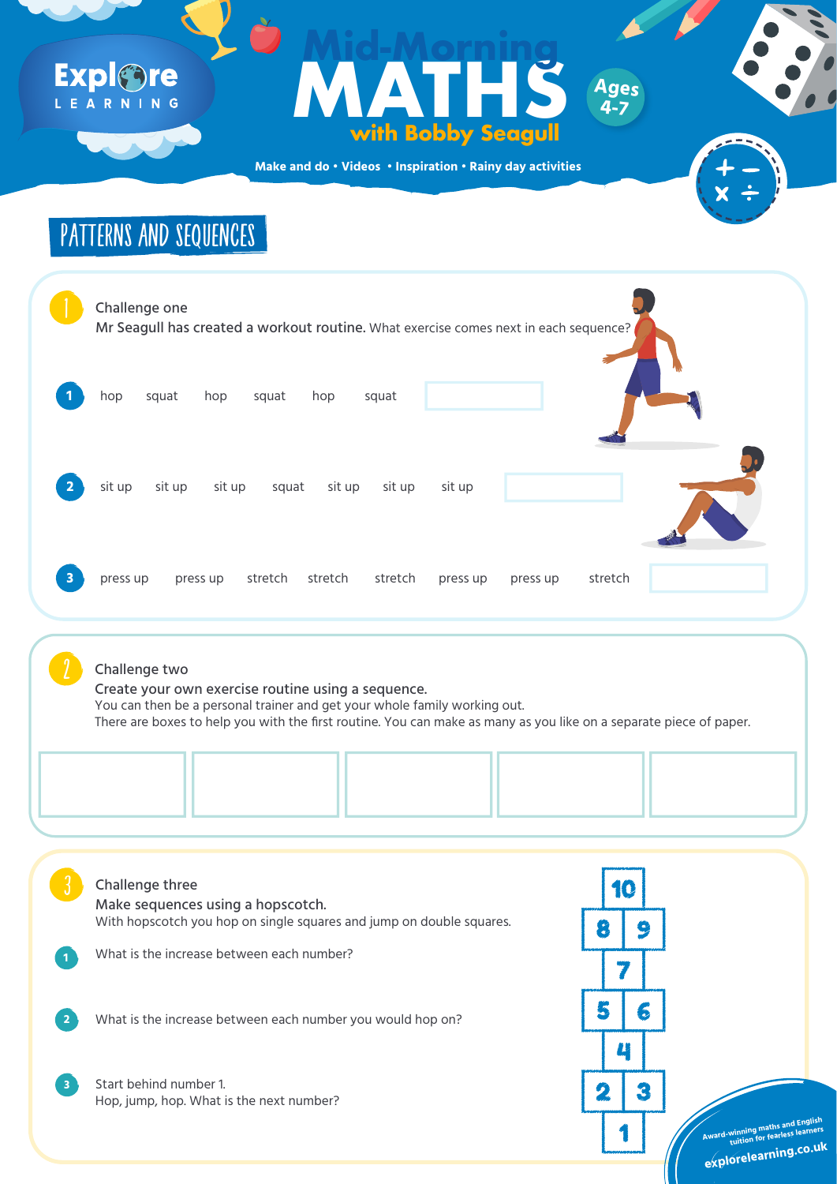# Mid-Morning MATHS with Bobby Seagull

Ages 4-7

Make and do • Videos • Inspiration • Rainy day activities

## PATTERNS AND SEQUENCES

### 1 Challenge one

**Mr Seagull has created a workout routine.** What exercise comes next in each sequence?

1. hop squat hop squat hop squat ______
2. sit up sit up sit up squat sit up sit up sit up ______
3. press up press up stretch stretch stretch press up press up stretch ______

### 2 Challenge two

**Create your own exercise routine using a sequence.**

You can then be a personal trainer and get your whole family working out.

There are boxes to help you with the first routine. You can make as many as you like on a separate piece of paper.

| | | | | |
|---|---|---|---|---|
| | | | | |

### 3 Challenge three

**Make sequences using a hopscotch.**

With hopscotch you hop on single squares and jump on double squares.

1. What is the increase between each number?
2. What is the increase between each number you would hop on?
3. Start behind number 1.
   Hop, jump, hop. What is the next number?

10
8 9
7
5 6
4
2 3
1

Award-winning maths and English tuition for fearless learners

explorelearning.co.uk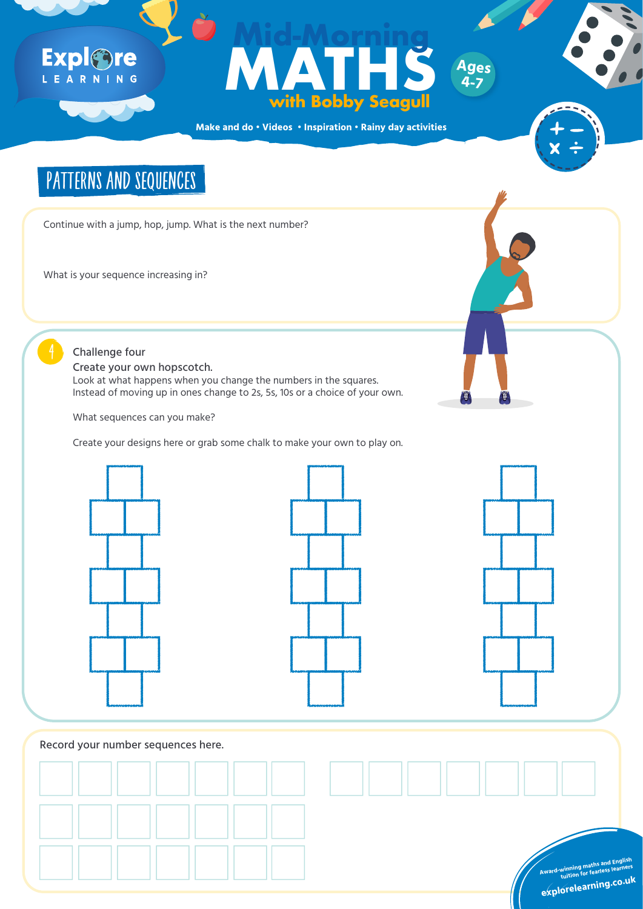# Mid-Morning MATHS with Bobby Seagull

Ages 4-7

Make and do • Videos • Inspiration • Rainy day activities

## PATTERNS AND SEQUENCES

Continue with a jump, hop, jump. What is the next number?

What is your sequence increasing in?

### 4 Challenge four

Create your own hopscotch.

Look at what happens when you change the numbers in the squares. Instead of moving up in ones change to 2s, 5s, 10s or a choice of your own.

What sequences can you make?

Create your designs here or grab some chalk to make your own to play on.

Record your number sequences here.

Award-winning maths and English tuition for fearless learners

explorelearning.co.uk